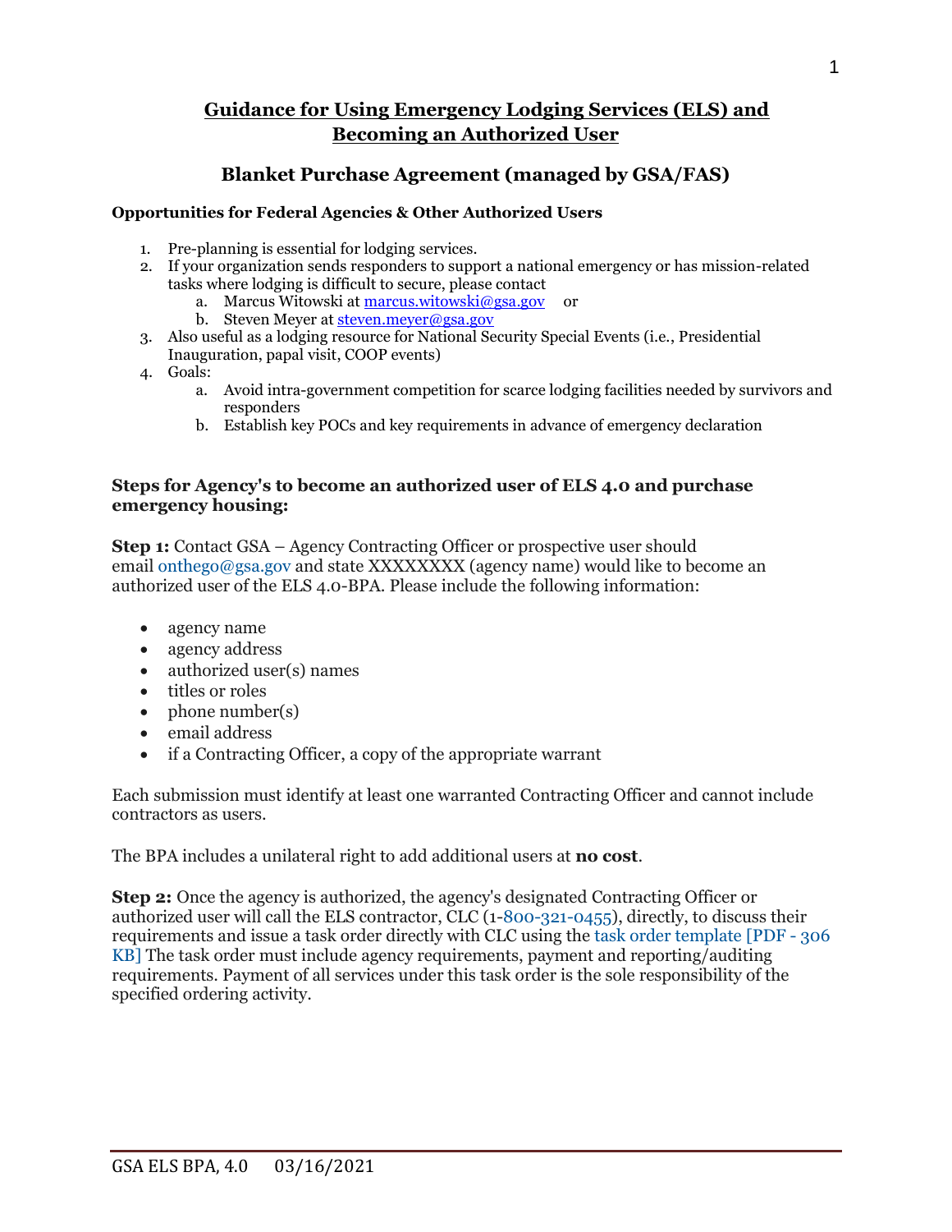# Guidance for Using Emergency Lodging Services (ELS) and Becoming an Authorized User

## Blanket Purchase Agreement (managed by GSA/FAS)

**Opportunities for Federal Agencies & Other Authorized Users**

1. Pre-planning is essential for lodging services.
2. If your organization sends responders to support a national emergency or has mission-related tasks where lodging is difficult to secure, please contact
   a. Marcus Witowski at marcus.witowski@gsa.gov or
   b. Steven Meyer at steven.meyer@gsa.gov
3. Also useful as a lodging resource for National Security Special Events (i.e., Presidential Inauguration, papal visit, COOP events)
4. Goals:
   a. Avoid intra-government competition for scarce lodging facilities needed by survivors and responders
   b. Establish key POCs and key requirements in advance of emergency declaration

### Steps for Agency's to become an authorized user of ELS 4.0 and purchase emergency housing:

**Step 1:** Contact GSA – Agency Contracting Officer or prospective user should email onthego@gsa.gov and state XXXXXXXX (agency name) would like to become an authorized user of the ELS 4.0-BPA. Please include the following information:

- agency name
- agency address
- authorized user(s) names
- titles or roles
- phone number(s)
- email address
- if a Contracting Officer, a copy of the appropriate warrant

Each submission must identify at least one warranted Contracting Officer and cannot include contractors as users.

The BPA includes a unilateral right to add additional users at **no cost**.

**Step 2:** Once the agency is authorized, the agency's designated Contracting Officer or authorized user will call the ELS contractor, CLC (1-800-321-0455), directly, to discuss their requirements and issue a task order directly with CLC using the task order template [PDF - 306 KB] The task order must include agency requirements, payment and reporting/auditing requirements. Payment of all services under this task order is the sole responsibility of the specified ordering activity.

GSA ELS BPA, 4.0 03/16/2021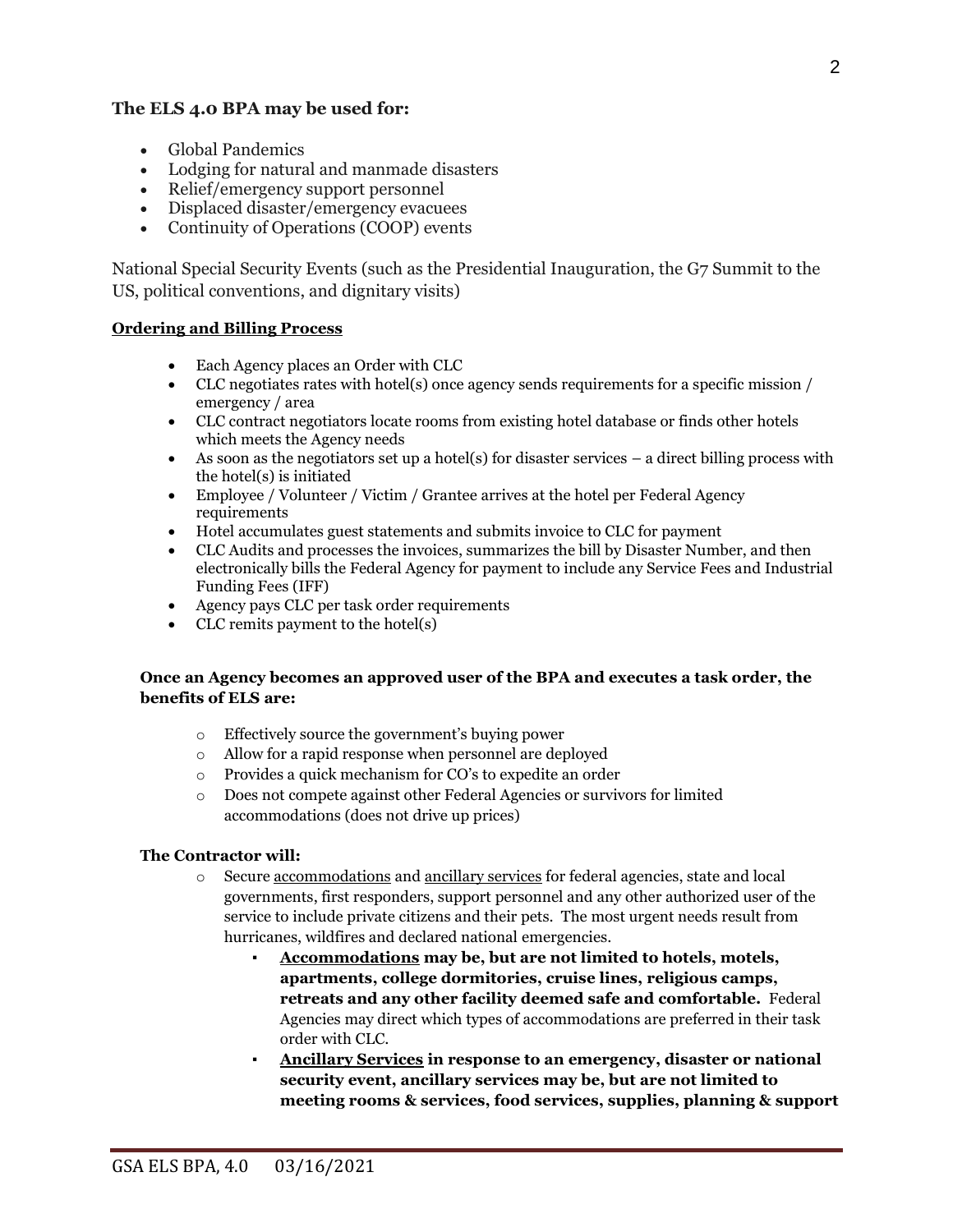**The ELS 4.0 BPA may be used for:**

- Global Pandemics
- Lodging for natural and manmade disasters
- Relief/emergency support personnel
- Displaced disaster/emergency evacuees
- Continuity of Operations (COOP) events

National Special Security Events (such as the Presidential Inauguration, the G7 Summit to the US, political conventions, and dignitary visits)

**Ordering and Billing Process**

- Each Agency places an Order with CLC
- CLC negotiates rates with hotel(s) once agency sends requirements for a specific mission / emergency / area
- CLC contract negotiators locate rooms from existing hotel database or finds other hotels which meets the Agency needs
- As soon as the negotiators set up a hotel(s) for disaster services – a direct billing process with the hotel(s) is initiated
- Employee / Volunteer / Victim / Grantee arrives at the hotel per Federal Agency requirements
- Hotel accumulates guest statements and submits invoice to CLC for payment
- CLC Audits and processes the invoices, summarizes the bill by Disaster Number, and then electronically bills the Federal Agency for payment to include any Service Fees and Industrial Funding Fees (IFF)
- Agency pays CLC per task order requirements
- CLC remits payment to the hotel(s)

**Once an Agency becomes an approved user of the BPA and executes a task order, the benefits of ELS are:**

- Effectively source the government's buying power
- Allow for a rapid response when personnel are deployed
- Provides a quick mechanism for CO's to expedite an order
- Does not compete against other Federal Agencies or survivors for limited accommodations (does not drive up prices)

**The Contractor will:**

- Secure accommodations and ancillary services for federal agencies, state and local governments, first responders, support personnel and any other authorized user of the service to include private citizens and their pets. The most urgent needs result from hurricanes, wildfires and declared national emergencies.
  - **Accommodations may be, but are not limited to hotels, motels, apartments, college dormitories, cruise lines, religious camps, retreats and any other facility deemed safe and comfortable.** Federal Agencies may direct which types of accommodations are preferred in their task order with CLC.
  - **Ancillary Services in response to an emergency, disaster or national security event, ancillary services may be, but are not limited to meeting rooms & services, food services, supplies, planning & support**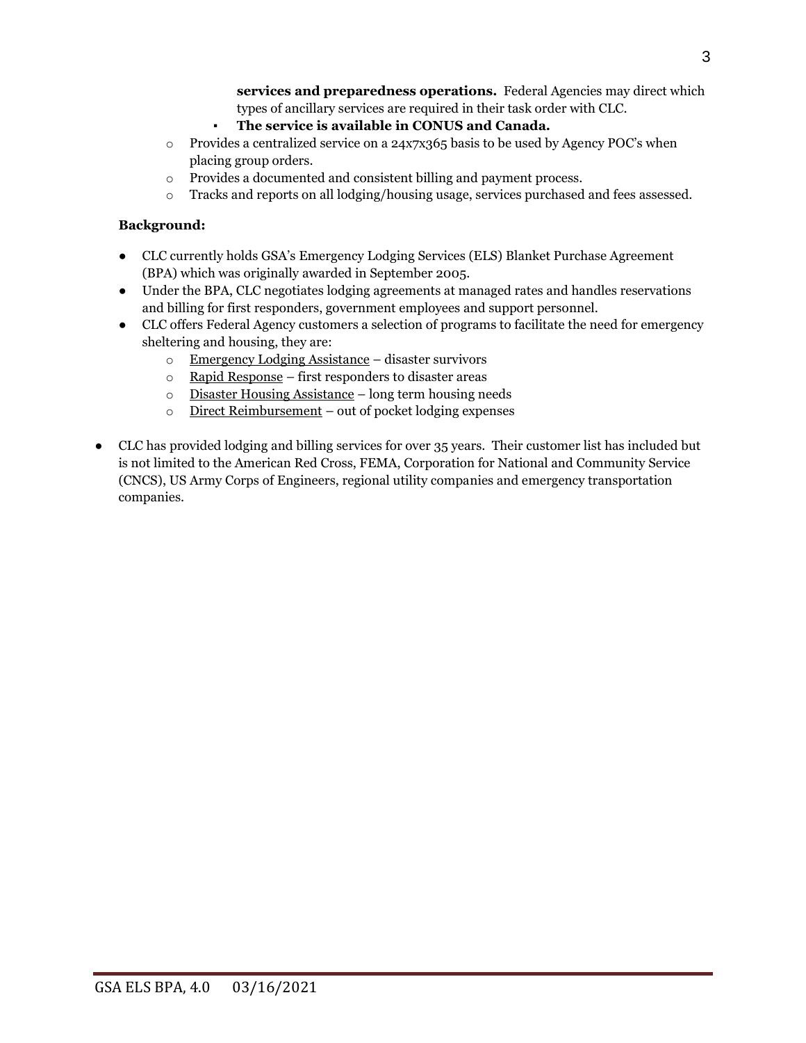**services and preparedness operations.** Federal Agencies may direct which types of ancillary services are required in their task order with CLC.

    - **The service is available in CONUS and Canada.**

  - Provides a centralized service on a 24x7x365 basis to be used by Agency POC's when placing group orders.
  - Provides a documented and consistent billing and payment process.
  - Tracks and reports on all lodging/housing usage, services purchased and fees assessed.

**Background:**

- CLC currently holds GSA's Emergency Lodging Services (ELS) Blanket Purchase Agreement (BPA) which was originally awarded in September 2005.
- Under the BPA, CLC negotiates lodging agreements at managed rates and handles reservations and billing for first responders, government employees and support personnel.
- CLC offers Federal Agency customers a selection of programs to facilitate the need for emergency sheltering and housing, they are:
  - Emergency Lodging Assistance – disaster survivors
  - Rapid Response – first responders to disaster areas
  - Disaster Housing Assistance – long term housing needs
  - Direct Reimbursement – out of pocket lodging expenses

- CLC has provided lodging and billing services for over 35 years. Their customer list has included but is not limited to the American Red Cross, FEMA, Corporation for National and Community Service (CNCS), US Army Corps of Engineers, regional utility companies and emergency transportation companies.